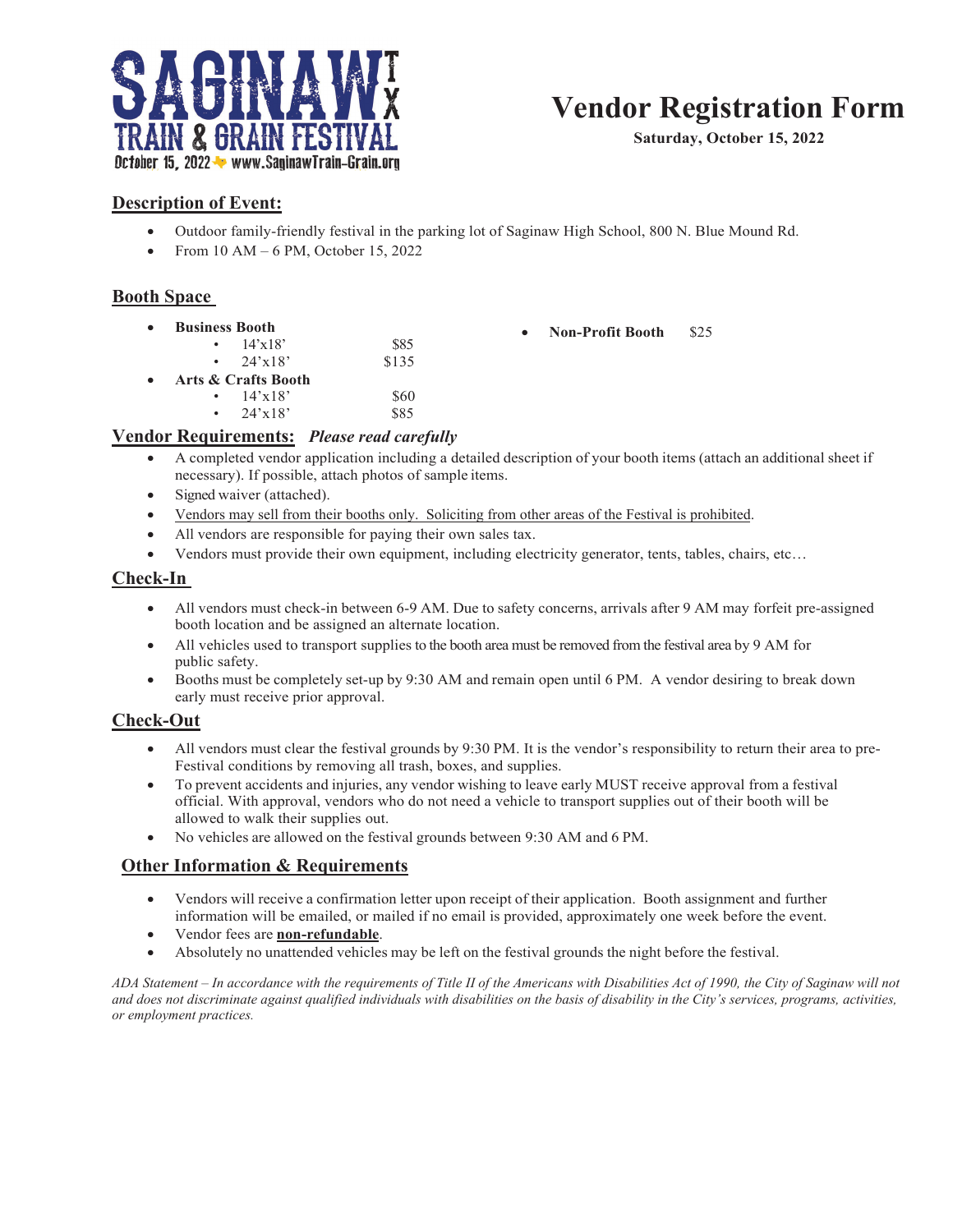SAGINAW TX
TRAIN & GRAIN FESTIVAL
October 15, 2022 www.SaginawTrain-Grain.org

# Vendor Registration Form

**Saturday, October 15, 2022**

## Description of Event:

- Outdoor family-friendly festival in the parking lot of Saginaw High School, 800 N. Blue Mound Rd.
- From 10 AM – 6 PM, October 15, 2022

## Booth Space

- **Business Booth**
  - 14'x18' $85
  - 24'x18' $135
- **Arts & Crafts Booth**
  - 14'x18' $60
  - 24'x18' $85
- **Non-Profit Booth** $25

## Vendor Requirements: *Please read carefully*

- A completed vendor application including a detailed description of your booth items (attach an additional sheet if necessary). If possible, attach photos of sample items.
- Signed waiver (attached).
- Vendors may sell from their booths only. Soliciting from other areas of the Festival is prohibited.
- All vendors are responsible for paying their own sales tax.
- Vendors must provide their own equipment, including electricity generator, tents, tables, chairs, etc…

## Check-In

- All vendors must check-in between 6-9 AM. Due to safety concerns, arrivals after 9 AM may forfeit pre-assigned booth location and be assigned an alternate location.
- All vehicles used to transport supplies to the booth area must be removed from the festival area by 9 AM for public safety.
- Booths must be completely set-up by 9:30 AM and remain open until 6 PM. A vendor desiring to break down early must receive prior approval.

## Check-Out

- All vendors must clear the festival grounds by 9:30 PM. It is the vendor's responsibility to return their area to pre-Festival conditions by removing all trash, boxes, and supplies.
- To prevent accidents and injuries, any vendor wishing to leave early MUST receive approval from a festival official. With approval, vendors who do not need a vehicle to transport supplies out of their booth will be allowed to walk their supplies out.
- No vehicles are allowed on the festival grounds between 9:30 AM and 6 PM.

## Other Information & Requirements

- Vendors will receive a confirmation letter upon receipt of their application. Booth assignment and further information will be emailed, or mailed if no email is provided, approximately one week before the event.
- Vendor fees are **non-refundable**.
- Absolutely no unattended vehicles may be left on the festival grounds the night before the festival.

*ADA Statement – In accordance with the requirements of Title II of the Americans with Disabilities Act of 1990, the City of Saginaw will not and does not discriminate against qualified individuals with disabilities on the basis of disability in the City's services, programs, activities, or employment practices.*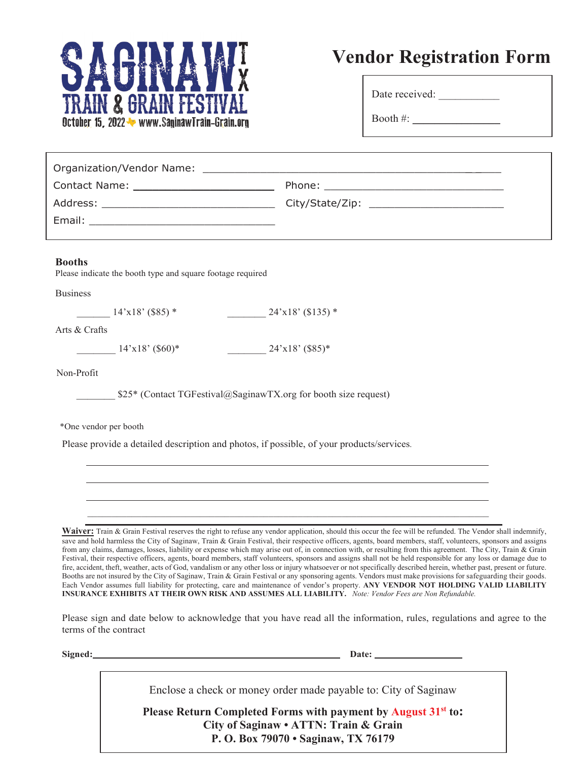SAGINAW TX

TRAIN & GRAIN FESTIVAL

October 15, 2022 www.SaginawTrain-Grain.org

# Vendor Registration Form

Date received: ___________

Booth #: _______________

Organization/Vendor Name: ______________________________________________

Contact Name: ______________________ Phone: ______________________________

Address: ____________________________ City/State/Zip: ______________________

Email: ______________________________

**Booths**

Please indicate the booth type and square footage required

Business

______ 14'x18' ($85) * ________ 24'x18' ($135) *

Arts & Crafts

________ 14'x18' ($60)* ________ 24'x18' ($85)*

Non-Profit

________ $25* (Contact TGFestival@SaginawTX.org for booth size request)

*One vendor per booth

Please provide a detailed description and photos, if possible, of your products/services.

_______________________________________________________________

_______________________________________________________________

_______________________________________________________________

_______________________________________________________________

**Waiver:** Train & Grain Festival reserves the right to refuse any vendor application, should this occur the fee will be refunded. The Vendor shall indemnify, save and hold harmless the City of Saginaw, Train & Grain Festival, their respective officers, agents, board members, staff, volunteers, sponsors and assigns from any claims, damages, losses, liability or expense which may arise out of, in connection with, or resulting from this agreement. The City, Train & Grain Festival, their respective officers, agents, board members, staff volunteers, sponsors and assigns shall not be held responsible for any loss or damage due to fire, accident, theft, weather, acts of God, vandalism or any other loss or injury whatsoever or not specifically described herein, whether past, present or future. Booths are not insured by the City of Saginaw, Train & Grain Festival or any sponsoring agents. Vendors must make provisions for safeguarding their goods. Each Vendor assumes full liability for protecting, care and maintenance of vendor's property. **ANY VENDOR NOT HOLDING VALID LIABILITY INSURANCE EXHIBITS AT THEIR OWN RISK AND ASSUMES ALL LIABILITY.** *Note: Vendor Fees are Non Refundable.*

Please sign and date below to acknowledge that you have read all the information, rules, regulations and agree to the terms of the contract

**Signed:**____________________________________________ **Date:** _______________

Enclose a check or money order made payable to: City of Saginaw

**Please Return Completed Forms with payment by August 31st to:**
**City of Saginaw • ATTN: Train & Grain**
**P. O. Box 79070 • Saginaw, TX 76179**